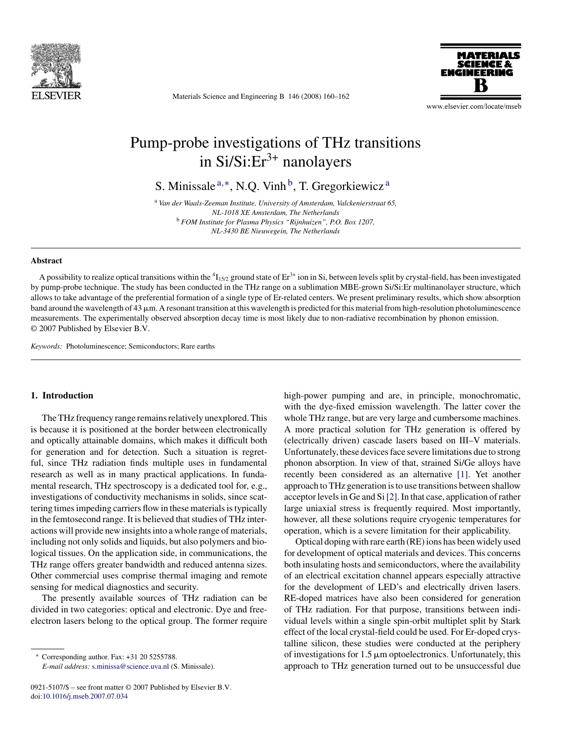# Pump-probe investigations of THz transitions in Si/Si:$Er^{3+}$ nanolayers

S. Minissale [a,*], N.Q. Vinh [b], T. Gregorkiewicz [a]

[a] *Van der Waals-Zeeman Institute, University of Amsterdam, Valckenierstraat 65, NL-1018 XE Amsterdam, The Netherlands*

[b] *FOM Institute for Plasma Physics "Rijnhuizen", P.O. Box 1207, NL-3430 BE Nieuwegein, The Netherlands*

## Abstract

A possibility to realize optical transitions within the $^4I_{15/2}$ ground state of $Er^{3+}$ ion in Si, between levels split by crystal-field, has been investigated by pump-probe technique. The study has been conducted in the THz range on a sublimation MBE-grown Si/Si:Er multinanolayer structure, which allows to take advantage of the preferential formation of a single type of Er-related centers. We present preliminary results, which show absorption band around the wavelength of 43 μm. A resonant transition at this wavelength is predicted for this material from high-resolution photoluminescence measurements. The experimentally observed absorption decay time is most likely due to non-radiative recombination by phonon emission.
© 2007 Published by Elsevier B.V.

*Keywords:* Photoluminescence; Semiconductors; Rare earths

## 1. Introduction

The THz frequency range remains relatively unexplored. This is because it is positioned at the border between electronically and optically attainable domains, which makes it difficult both for generation and for detection. Such a situation is regretful, since THz radiation finds multiple uses in fundamental research as well as in many practical applications. In fundamental research, THz spectroscopy is a dedicated tool for, e.g., investigations of conductivity mechanisms in solids, since scattering times impeding carriers flow in these materials is typically in the femtosecond range. It is believed that studies of THz interactions will provide new insights into a whole range of materials, including not only solids and liquids, but also polymers and biological tissues. On the application side, in communications, the THz range offers greater bandwidth and reduced antenna sizes. Other commercial uses comprise thermal imaging and remote sensing for medical diagnostics and security.

The presently available sources of THz radiation can be divided in two categories: optical and electronic. Dye and free-electron lasers belong to the optical group. The former require high-power pumping and are, in principle, monochromatic, with the dye-fixed emission wavelength. The latter cover the whole THz range, but are very large and cumbersome machines. A more practical solution for THz generation is offered by (electrically driven) cascade lasers based on III–V materials. Unfortunately, these devices face severe limitations due to strong phonon absorption. In view of that, strained Si/Ge alloys have recently been considered as an alternative [1]. Yet another approach to THz generation is to use transitions between shallow acceptor levels in Ge and Si [2]. In that case, application of rather large uniaxial stress is frequently required. Most importantly, however, all these solutions require cryogenic temperatures for operation, which is a severe limitation for their applicability.

Optical doping with rare earth (RE) ions has been widely used for development of optical materials and devices. This concerns both insulating hosts and semiconductors, where the availability of an electrical excitation channel appears especially attractive for the development of LED's and electrically driven lasers. RE-doped matrices have also been considered for generation of THz radiation. For that purpose, transitions between individual levels within a single spin-orbit multiplet split by Stark effect of the local crystal-field could be used. For Er-doped crystalline silicon, these studies were conducted at the periphery of investigations for 1.5 μm optoelectronics. Unfortunately, this approach to THz generation turned out to be unsuccessful due

* Corresponding author. Fax: +31 20 5255788.
*E-mail address:* s.minissa@science.uva.nl (S. Minissale).

0921-5107/$ – see front matter © 2007 Published by Elsevier B.V.
doi:10.1016/j.mseb.2007.07.034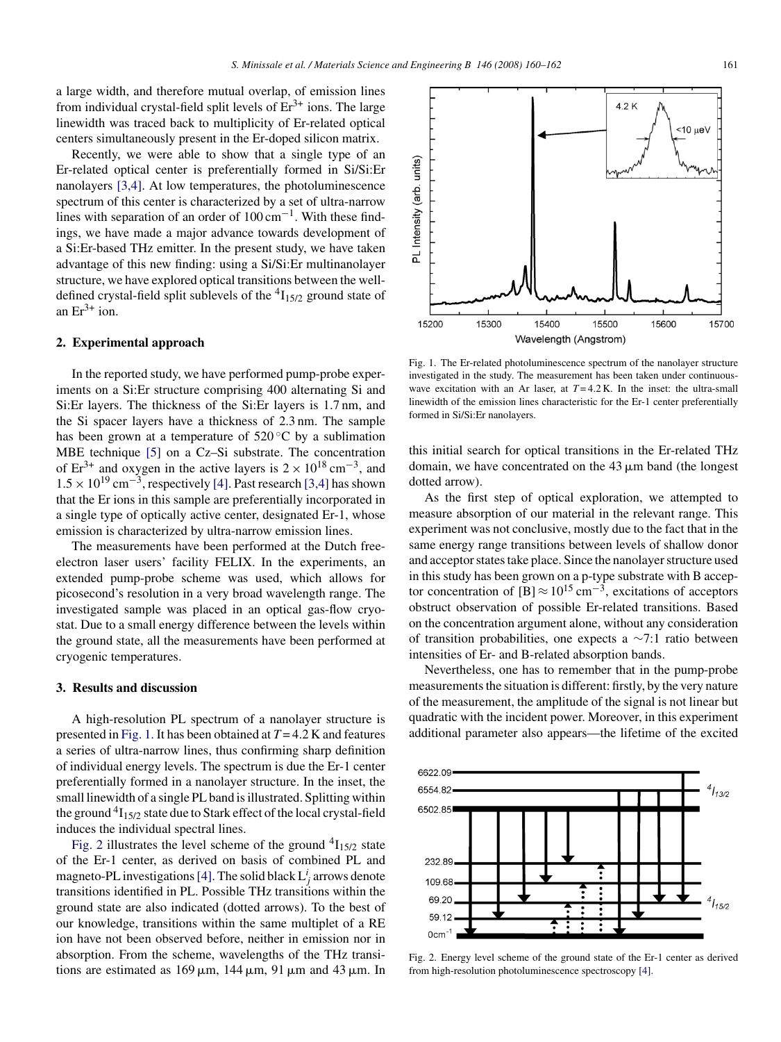a large width, and therefore mutual overlap, of emission lines from individual crystal-field split levels of $Er^{3+}$ ions. The large linewidth was traced back to multiplicity of Er-related optical centers simultaneously present in the Er-doped silicon matrix.

Recently, we were able to show that a single type of an Er-related optical center is preferentially formed in Si/Si:Er nanolayers [3,4]. At low temperatures, the photoluminescence spectrum of this center is characterized by a set of ultra-narrow lines with separation of an order of $100\,\mathrm{cm}^{-1}$. With these findings, we have made a major advance towards development of a Si:Er-based THz emitter. In the present study, we have taken advantage of this new finding: using a Si/Si:Er multinanolayer structure, we have explored optical transitions between the well-defined crystal-field split sublevels of the $^4I_{15/2}$ ground state of an $Er^{3+}$ ion.

## 2. Experimental approach

In the reported study, we have performed pump-probe experiments on a Si:Er structure comprising 400 alternating Si and Si:Er layers. The thickness of the Si:Er layers is 1.7 nm, and the Si spacer layers have a thickness of 2.3 nm. The sample has been grown at a temperature of 520 °C by a sublimation MBE technique [5] on a Cz–Si substrate. The concentration of $Er^{3+}$ and oxygen in the active layers is $2\times10^{18}\,\mathrm{cm}^{-3}$, and $1.5\times10^{19}\,\mathrm{cm}^{-3}$, respectively [4]. Past research [3,4] has shown that the Er ions in this sample are preferentially incorporated in a single type of optically active center, designated Er-1, whose emission is characterized by ultra-narrow emission lines.

The measurements have been performed at the Dutch free-electron laser users' facility FELIX. In the experiments, an extended pump-probe scheme was used, which allows for picosecond's resolution in a very broad wavelength range. The investigated sample was placed in an optical gas-flow cryostat. Due to a small energy difference between the levels within the ground state, all the measurements have been performed at cryogenic temperatures.

## 3. Results and discussion

A high-resolution PL spectrum of a nanolayer structure is presented in Fig. 1. It has been obtained at $T = 4.2$ K and features a series of ultra-narrow lines, thus confirming sharp definition of individual energy levels. The spectrum is due the Er-1 center preferentially formed in a nanolayer structure. In the inset, the small linewidth of a single PL band is illustrated. Splitting within the ground $^4I_{15/2}$ state due to Stark effect of the local crystal-field induces the individual spectral lines.

Fig. 2 illustrates the level scheme of the ground $^4I_{15/2}$ state of the Er-1 center, as derived on basis of combined PL and magneto-PL investigations [4]. The solid black $L_j^i$ arrows denote transitions identified in PL. Possible THz transitions within the ground state are also indicated (dotted arrows). To the best of our knowledge, transitions within the same multiplet of a RE ion have not been observed before, neither in emission nor in absorption. From the scheme, wavelengths of the THz transitions are estimated as 169 μm, 144 μm, 91 μm and 43 μm. In this initial search for optical transitions in the Er-related THz domain, we have concentrated on the 43 μm band (the longest dotted arrow).

Fig. 1. The Er-related photoluminescence spectrum of the nanolayer structure investigated in the study. The measurement has been taken under continuous-wave excitation with an Ar laser, at $T = 4.2$ K. In the inset: the ultra-small linewidth of the emission lines characteristic for the Er-1 center preferentially formed in Si/Si:Er nanolayers.

As the first step of optical exploration, we attempted to measure absorption of our material in the relevant range. This experiment was not conclusive, mostly due to the fact that in the same energy range transitions between levels of shallow donor and acceptor states take place. Since the nanolayer structure used in this study has been grown on a p-type substrate with B acceptor concentration of $[B]\approx10^{15}\,\mathrm{cm}^{-3}$, excitations of acceptors obstruct observation of possible Er-related transitions. Based on the concentration argument alone, without any consideration of transition probabilities, one expects a ~7:1 ratio between intensities of Er- and B-related absorption bands.

Nevertheless, one has to remember that in the pump-probe measurements the situation is different: firstly, by the very nature of the measurement, the amplitude of the signal is not linear but quadratic with the incident power. Moreover, in this experiment additional parameter also appears—the lifetime of the excited

Fig. 2. Energy level scheme of the ground state of the Er-1 center as derived from high-resolution photoluminescence spectroscopy [4].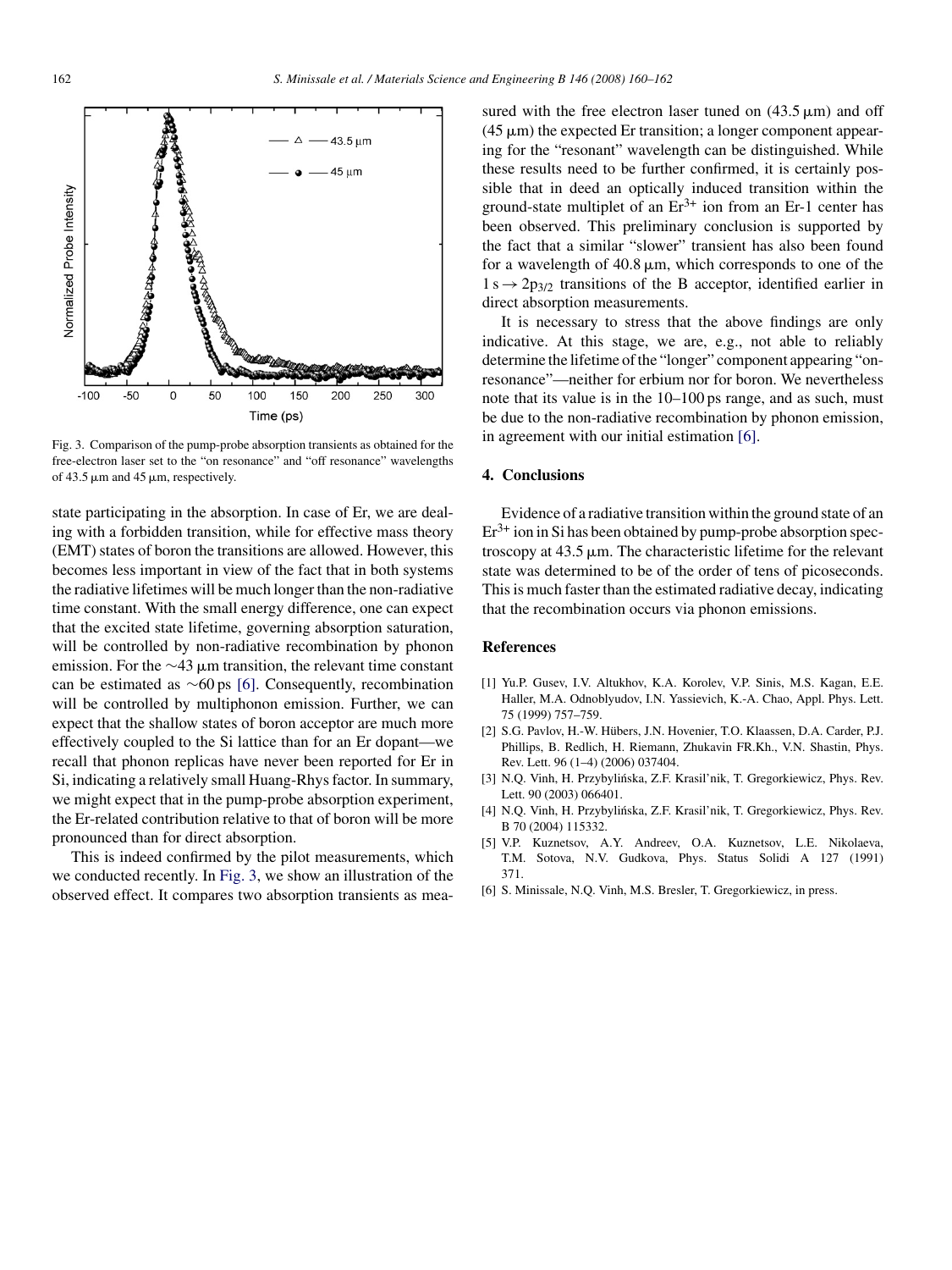Normalized Probe Intensity

43.5 μm

45 μm

-100 -50 0 50 100 150 200 250 300

Time (ps)

Fig. 3. Comparison of the pump-probe absorption transients as obtained for the free-electron laser set to the "on resonance" and "off resonance" wavelengths of 43.5 μm and 45 μm, respectively.

state participating in the absorption. In case of Er, we are dealing with a forbidden transition, while for effective mass theory (EMT) states of boron the transitions are allowed. However, this becomes less important in view of the fact that in both systems the radiative lifetimes will be much longer than the non-radiative time constant. With the small energy difference, one can expect that the excited state lifetime, governing absorption saturation, will be controlled by non-radiative recombination by phonon emission. For the ~43 μm transition, the relevant time constant can be estimated as ~60 ps [6]. Consequently, recombination will be controlled by multiphonon emission. Further, we can expect that the shallow states of boron acceptor are much more effectively coupled to the Si lattice than for an Er dopant—we recall that phonon replicas have never been reported for Er in Si, indicating a relatively small Huang-Rhys factor. In summary, we might expect that in the pump-probe absorption experiment, the Er-related contribution relative to that of boron will be more pronounced than for direct absorption.

This is indeed confirmed by the pilot measurements, which we conducted recently. In Fig. 3, we show an illustration of the observed effect. It compares two absorption transients as measured with the free electron laser tuned on (43.5 μm) and off (45 μm) the expected Er transition; a longer component appearing for the "resonant" wavelength can be distinguished. While these results need to be further confirmed, it is certainly possible that in deed an optically induced transition within the ground-state multiplet of an $Er^{3+}$ ion from an Er-1 center has been observed. This preliminary conclusion is supported by the fact that a similar "slower" transient has also been found for a wavelength of 40.8 μm, which corresponds to one of the $1s \rightarrow 2p_{3/2}$ transitions of the B acceptor, identified earlier in direct absorption measurements.

It is necessary to stress that the above findings are only indicative. At this stage, we are, e.g., not able to reliably determine the lifetime of the "longer" component appearing "on-resonance"—neither for erbium nor for boron. We nevertheless note that its value is in the 10–100 ps range, and as such, must be due to the non-radiative recombination by phonon emission, in agreement with our initial estimation [6].

## 4. Conclusions

Evidence of a radiative transition within the ground state of an $Er^{3+}$ ion in Si has been obtained by pump-probe absorption spectroscopy at 43.5 μm. The characteristic lifetime for the relevant state was determined to be of the order of tens of picoseconds. This is much faster than the estimated radiative decay, indicating that the recombination occurs via phonon emissions.

## References

[1] Yu.P. Gusev, I.V. Altukhov, K.A. Korolev, V.P. Sinis, M.S. Kagan, E.E. Haller, M.A. Odnoblyudov, I.N. Yassievich, K.-A. Chao, Appl. Phys. Lett. 75 (1999) 757–759.

[2] S.G. Pavlov, H.-W. Hübers, J.N. Hovenier, T.O. Klaassen, D.A. Carder, P.J. Phillips, B. Redlich, H. Riemann, Zhukavin FR.Kh., V.N. Shastin, Phys. Rev. Lett. 96 (1–4) (2006) 037404.

[3] N.Q. Vinh, H. Przybylińska, Z.F. Krasil'nik, T. Gregorkiewicz, Phys. Rev. Lett. 90 (2003) 066401.

[4] N.Q. Vinh, H. Przybylińska, Z.F. Krasil'nik, T. Gregorkiewicz, Phys. Rev. B 70 (2004) 115332.

[5] V.P. Kuznetsov, A.Y. Andreev, O.A. Kuznetsov, L.E. Nikolaeva, T.M. Sotova, N.V. Gudkova, Phys. Status Solidi A 127 (1991) 371.

[6] S. Minissale, N.Q. Vinh, M.S. Bresler, T. Gregorkiewicz, in press.